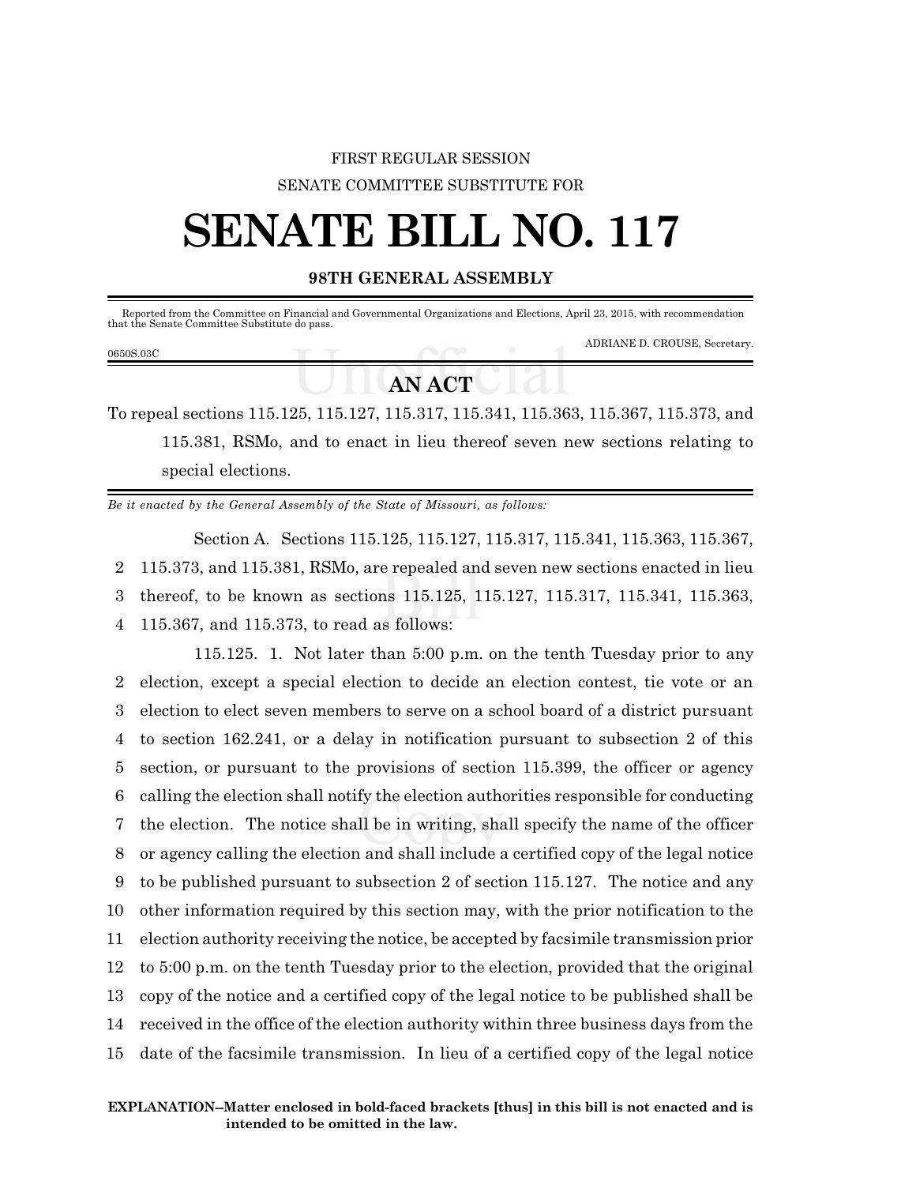FIRST REGULAR SESSION

SENATE COMMITTEE SUBSTITUTE FOR

# SENATE BILL NO. 117

## 98TH GENERAL ASSEMBLY

Reported from the Committee on Financial and Governmental Organizations and Elections, April 23, 2015, with recommendation that the Senate Committee Substitute do pass.

ADRIANE D. CROUSE, Secretary.

0650S.03C

## AN ACT

To repeal sections 115.125, 115.127, 115.317, 115.341, 115.363, 115.367, 115.373, and 115.381, RSMo, and to enact in lieu thereof seven new sections relating to special elections.

*Be it enacted by the General Assembly of the State of Missouri, as follows:*

Section A. Sections 115.125, 115.127, 115.317, 115.341, 115.363, 115.367, 115.373, and 115.381, RSMo, are repealed and seven new sections enacted in lieu thereof, to be known as sections 115.125, 115.127, 115.317, 115.341, 115.363, 115.367, and 115.373, to read as follows:

115.125. 1. Not later than 5:00 p.m. on the tenth Tuesday prior to any election, except a special election to decide an election contest, tie vote or an election to elect seven members to serve on a school board of a district pursuant to section 162.241, or a delay in notification pursuant to subsection 2 of this section, or pursuant to the provisions of section 115.399, the officer or agency calling the election shall notify the election authorities responsible for conducting the election. The notice shall be in writing, shall specify the name of the officer or agency calling the election and shall include a certified copy of the legal notice to be published pursuant to subsection 2 of section 115.127. The notice and any other information required by this section may, with the prior notification to the election authority receiving the notice, be accepted by facsimile transmission prior to 5:00 p.m. on the tenth Tuesday prior to the election, provided that the original copy of the notice and a certified copy of the legal notice to be published shall be received in the office of the election authority within three business days from the date of the facsimile transmission. In lieu of a certified copy of the legal notice

**EXPLANATION–Matter enclosed in bold-faced brackets [thus] in this bill is not enacted and is intended to be omitted in the law.**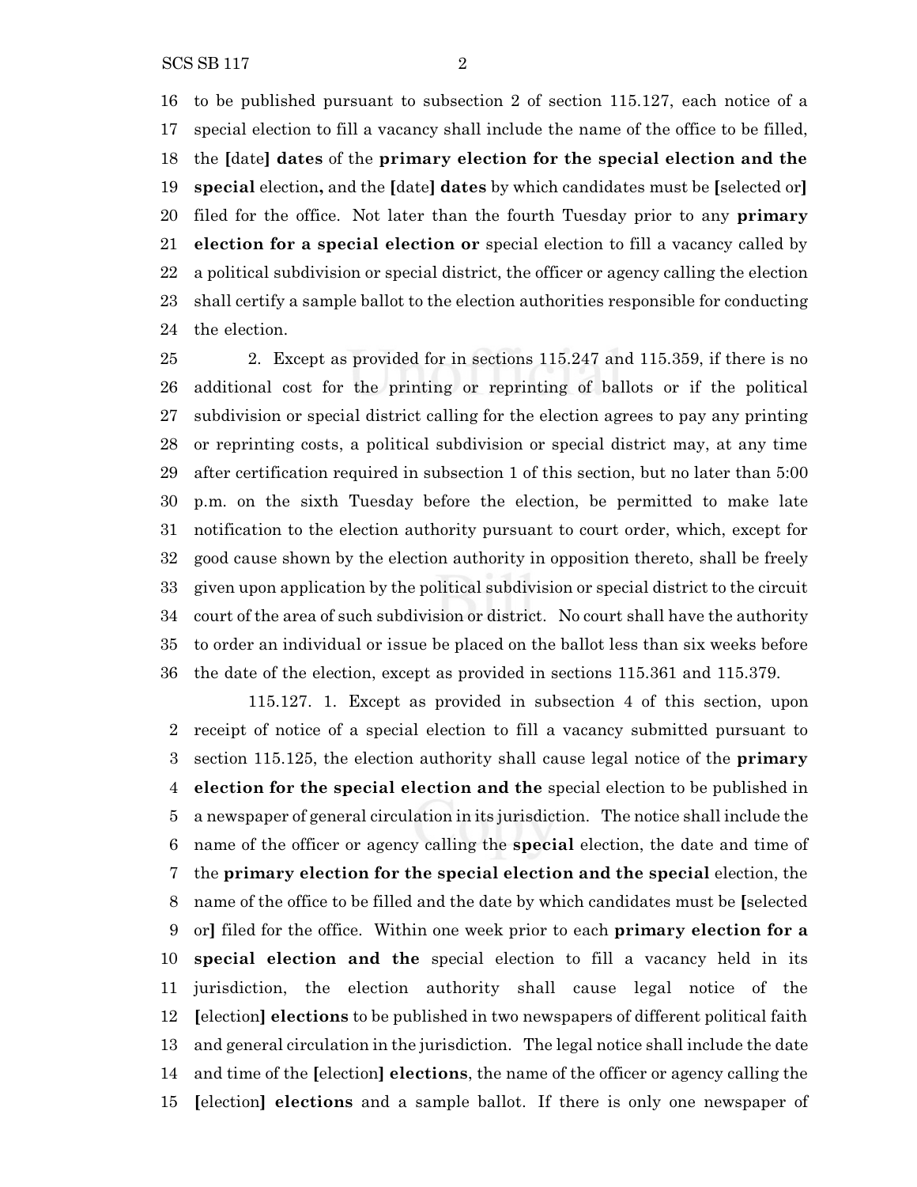16 to be published pursuant to subsection 2 of section 115.127, each notice of a
17 special election to fill a vacancy shall include the name of the office to be filled,
18 the [date] **dates** of the **primary election for the special election and the**
19 **special** election**,** and the [date] **dates** by which candidates must be [selected or]
20 filed for the office. Not later than the fourth Tuesday prior to any **primary**
21 **election for a special election or** special election to fill a vacancy called by
22 a political subdivision or special district, the officer or agency calling the election
23 shall certify a sample ballot to the election authorities responsible for conducting
24 the election.

25 2. Except as provided for in sections 115.247 and 115.359, if there is no
26 additional cost for the printing or reprinting of ballots or if the political
27 subdivision or special district calling for the election agrees to pay any printing
28 or reprinting costs, a political subdivision or special district may, at any time
29 after certification required in subsection 1 of this section, but no later than 5:00
30 p.m. on the sixth Tuesday before the election, be permitted to make late
31 notification to the election authority pursuant to court order, which, except for
32 good cause shown by the election authority in opposition thereto, shall be freely
33 given upon application by the political subdivision or special district to the circuit
34 court of the area of such subdivision or district. No court shall have the authority
35 to order an individual or issue be placed on the ballot less than six weeks before
36 the date of the election, except as provided in sections 115.361 and 115.379.

115.127. 1. Except as provided in subsection 4 of this section, upon
2 receipt of notice of a special election to fill a vacancy submitted pursuant to
3 section 115.125, the election authority shall cause legal notice of the **primary**
4 **election for the special election and the** special election to be published in
5 a newspaper of general circulation in its jurisdiction. The notice shall include the
6 name of the officer or agency calling the **special** election, the date and time of
7 the **primary election for the special election and the special** election, the
8 name of the office to be filled and the date by which candidates must be [selected
9 or] filed for the office. Within one week prior to each **primary election for a**
10 **special election and the** special election to fill a vacancy held in its
11 jurisdiction, the election authority shall cause legal notice of the
12 [election] **elections** to be published in two newspapers of different political faith
13 and general circulation in the jurisdiction. The legal notice shall include the date
14 and time of the [election] **elections**, the name of the officer or agency calling the
15 [election] **elections** and a sample ballot. If there is only one newspaper of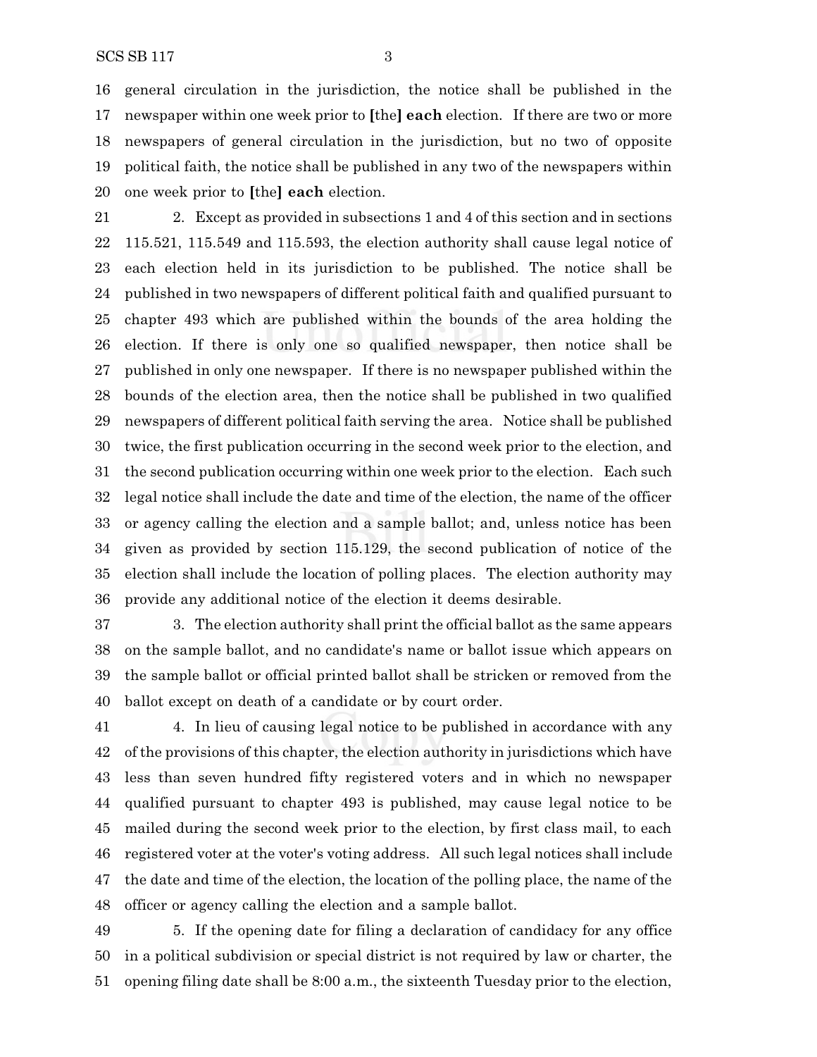general circulation in the jurisdiction, the notice shall be published in the newspaper within one week prior to [the] **each** election. If there are two or more newspapers of general circulation in the jurisdiction, but no two of opposite political faith, the notice shall be published in any two of the newspapers within one week prior to [the] **each** election.

2. Except as provided in subsections 1 and 4 of this section and in sections 115.521, 115.549 and 115.593, the election authority shall cause legal notice of each election held in its jurisdiction to be published. The notice shall be published in two newspapers of different political faith and qualified pursuant to chapter 493 which are published within the bounds of the area holding the election. If there is only one so qualified newspaper, then notice shall be published in only one newspaper. If there is no newspaper published within the bounds of the election area, then the notice shall be published in two qualified newspapers of different political faith serving the area. Notice shall be published twice, the first publication occurring in the second week prior to the election, and the second publication occurring within one week prior to the election. Each such legal notice shall include the date and time of the election, the name of the officer or agency calling the election and a sample ballot; and, unless notice has been given as provided by section 115.129, the second publication of notice of the election shall include the location of polling places. The election authority may provide any additional notice of the election it deems desirable.

3. The election authority shall print the official ballot as the same appears on the sample ballot, and no candidate's name or ballot issue which appears on the sample ballot or official printed ballot shall be stricken or removed from the ballot except on death of a candidate or by court order.

4. In lieu of causing legal notice to be published in accordance with any of the provisions of this chapter, the election authority in jurisdictions which have less than seven hundred fifty registered voters and in which no newspaper qualified pursuant to chapter 493 is published, may cause legal notice to be mailed during the second week prior to the election, by first class mail, to each registered voter at the voter's voting address. All such legal notices shall include the date and time of the election, the location of the polling place, the name of the officer or agency calling the election and a sample ballot.

5. If the opening date for filing a declaration of candidacy for any office in a political subdivision or special district is not required by law or charter, the opening filing date shall be 8:00 a.m., the sixteenth Tuesday prior to the election,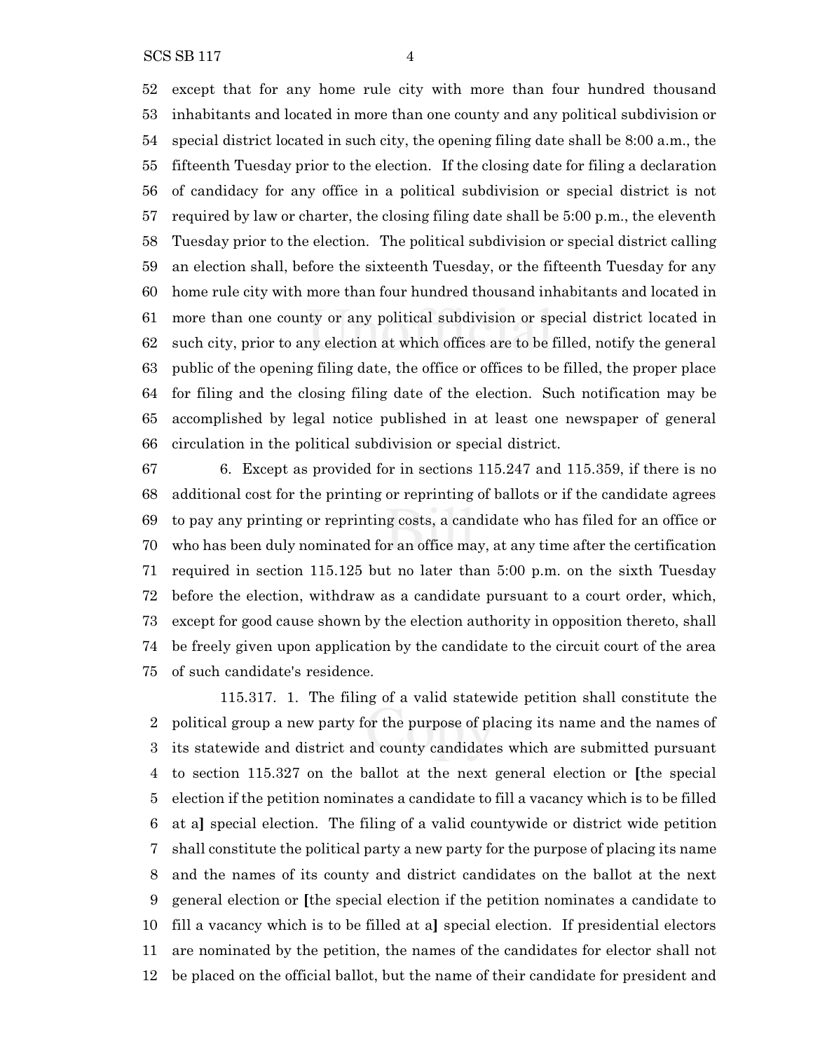except that for any home rule city with more than four hundred thousand inhabitants and located in more than one county and any political subdivision or special district located in such city, the opening filing date shall be 8:00 a.m., the fifteenth Tuesday prior to the election. If the closing date for filing a declaration of candidacy for any office in a political subdivision or special district is not required by law or charter, the closing filing date shall be 5:00 p.m., the eleventh Tuesday prior to the election. The political subdivision or special district calling an election shall, before the sixteenth Tuesday, or the fifteenth Tuesday for any home rule city with more than four hundred thousand inhabitants and located in more than one county or any political subdivision or special district located in such city, prior to any election at which offices are to be filled, notify the general public of the opening filing date, the office or offices to be filled, the proper place for filing and the closing filing date of the election. Such notification may be accomplished by legal notice published in at least one newspaper of general circulation in the political subdivision or special district.

6. Except as provided for in sections 115.247 and 115.359, if there is no additional cost for the printing or reprinting of ballots or if the candidate agrees to pay any printing or reprinting costs, a candidate who has filed for an office or who has been duly nominated for an office may, at any time after the certification required in section 115.125 but no later than 5:00 p.m. on the sixth Tuesday before the election, withdraw as a candidate pursuant to a court order, which, except for good cause shown by the election authority in opposition thereto, shall be freely given upon application by the candidate to the circuit court of the area of such candidate's residence.

115.317. 1. The filing of a valid statewide petition shall constitute the political group a new party for the purpose of placing its name and the names of its statewide and district and county candidates which are submitted pursuant to section 115.327 on the ballot at the next general election or **[**the special election if the petition nominates a candidate to fill a vacancy which is to be filled at a**]** special election. The filing of a valid countywide or district wide petition shall constitute the political party a new party for the purpose of placing its name and the names of its county and district candidates on the ballot at the next general election or **[**the special election if the petition nominates a candidate to fill a vacancy which is to be filled at a**]** special election. If presidential electors are nominated by the petition, the names of the candidates for elector shall not be placed on the official ballot, but the name of their candidate for president and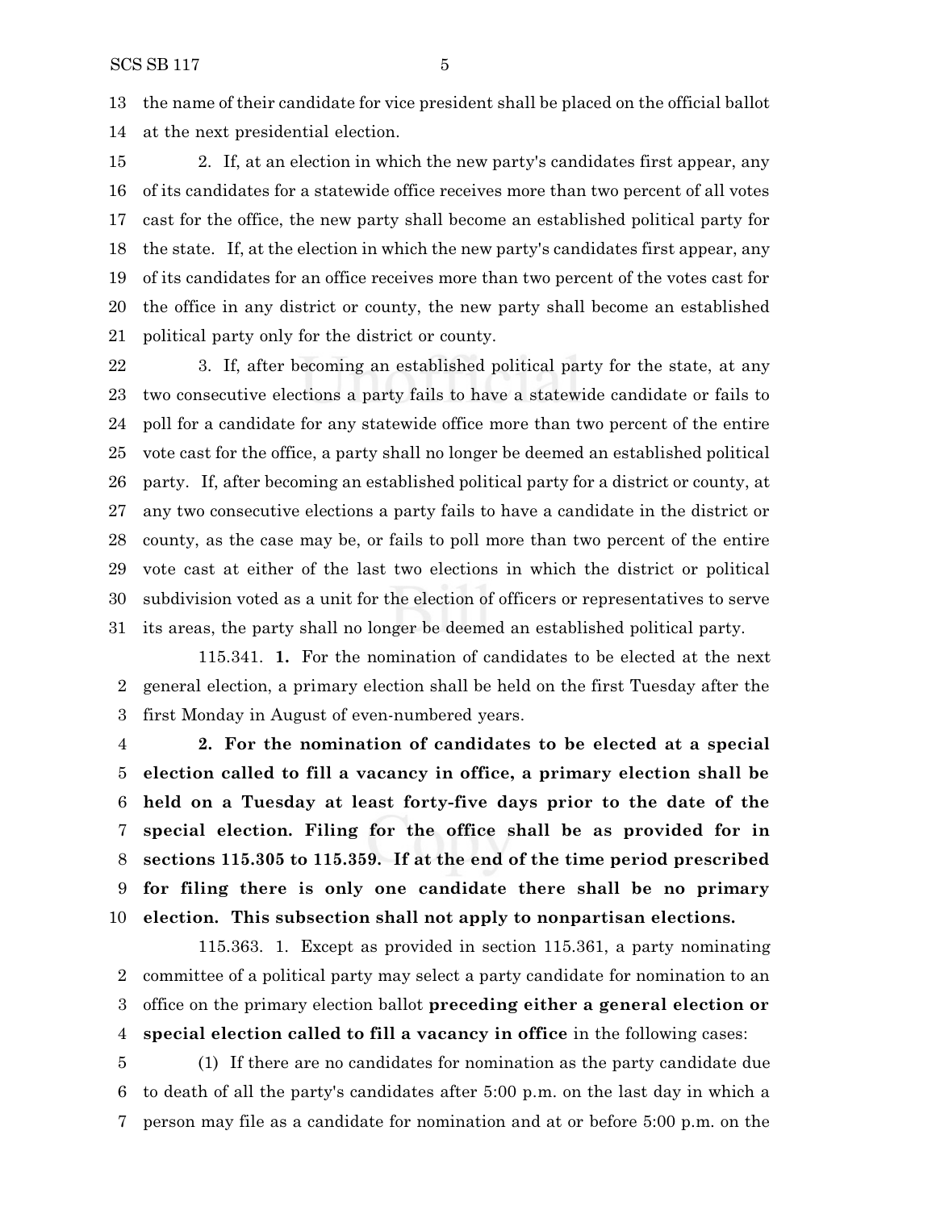the name of their candidate for vice president shall be placed on the official ballot at the next presidential election.

2. If, at an election in which the new party's candidates first appear, any of its candidates for a statewide office receives more than two percent of all votes cast for the office, the new party shall become an established political party for the state. If, at the election in which the new party's candidates first appear, any of its candidates for an office receives more than two percent of the votes cast for the office in any district or county, the new party shall become an established political party only for the district or county.

3. If, after becoming an established political party for the state, at any two consecutive elections a party fails to have a statewide candidate or fails to poll for a candidate for any statewide office more than two percent of the entire vote cast for the office, a party shall no longer be deemed an established political party. If, after becoming an established political party for a district or county, at any two consecutive elections a party fails to have a candidate in the district or county, as the case may be, or fails to poll more than two percent of the entire vote cast at either of the last two elections in which the district or political subdivision voted as a unit for the election of officers or representatives to serve its areas, the party shall no longer be deemed an established political party.

115.341. **1.** For the nomination of candidates to be elected at the next general election, a primary election shall be held on the first Tuesday after the first Monday in August of even-numbered years.

**2. For the nomination of candidates to be elected at a special election called to fill a vacancy in office, a primary election shall be held on a Tuesday at least forty-five days prior to the date of the special election. Filing for the office shall be as provided for in sections 115.305 to 115.359. If at the end of the time period prescribed for filing there is only one candidate there shall be no primary election. This subsection shall not apply to nonpartisan elections.**

115.363. 1. Except as provided in section 115.361, a party nominating committee of a political party may select a party candidate for nomination to an office on the primary election ballot **preceding either a general election or special election called to fill a vacancy in office** in the following cases:

(1) If there are no candidates for nomination as the party candidate due to death of all the party's candidates after 5:00 p.m. on the last day in which a person may file as a candidate for nomination and at or before 5:00 p.m. on the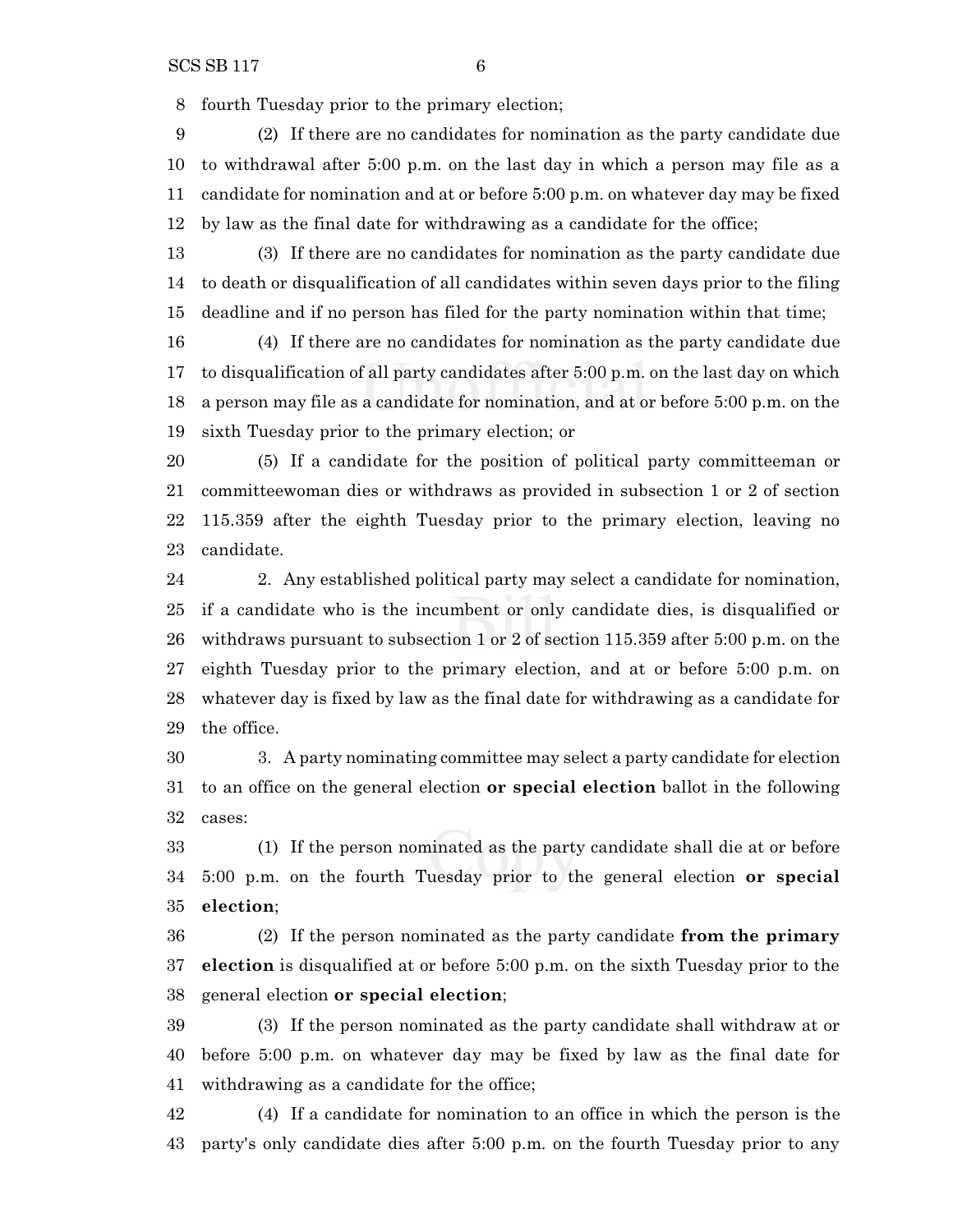fourth Tuesday prior to the primary election;

(2) If there are no candidates for nomination as the party candidate due to withdrawal after 5:00 p.m. on the last day in which a person may file as a candidate for nomination and at or before 5:00 p.m. on whatever day may be fixed by law as the final date for withdrawing as a candidate for the office;

(3) If there are no candidates for nomination as the party candidate due to death or disqualification of all candidates within seven days prior to the filing deadline and if no person has filed for the party nomination within that time;

(4) If there are no candidates for nomination as the party candidate due to disqualification of all party candidates after 5:00 p.m. on the last day on which a person may file as a candidate for nomination, and at or before 5:00 p.m. on the sixth Tuesday prior to the primary election; or

(5) If a candidate for the position of political party committeeman or committeewoman dies or withdraws as provided in subsection 1 or 2 of section 115.359 after the eighth Tuesday prior to the primary election, leaving no candidate.

2. Any established political party may select a candidate for nomination, if a candidate who is the incumbent or only candidate dies, is disqualified or withdraws pursuant to subsection 1 or 2 of section 115.359 after 5:00 p.m. on the eighth Tuesday prior to the primary election, and at or before 5:00 p.m. on whatever day is fixed by law as the final date for withdrawing as a candidate for the office.

3. A party nominating committee may select a party candidate for election to an office on the general election **or special election** ballot in the following cases:

(1) If the person nominated as the party candidate shall die at or before 5:00 p.m. on the fourth Tuesday prior to the general election **or special election**;

(2) If the person nominated as the party candidate **from the primary election** is disqualified at or before 5:00 p.m. on the sixth Tuesday prior to the general election **or special election**;

(3) If the person nominated as the party candidate shall withdraw at or before 5:00 p.m. on whatever day may be fixed by law as the final date for withdrawing as a candidate for the office;

(4) If a candidate for nomination to an office in which the person is the party's only candidate dies after 5:00 p.m. on the fourth Tuesday prior to any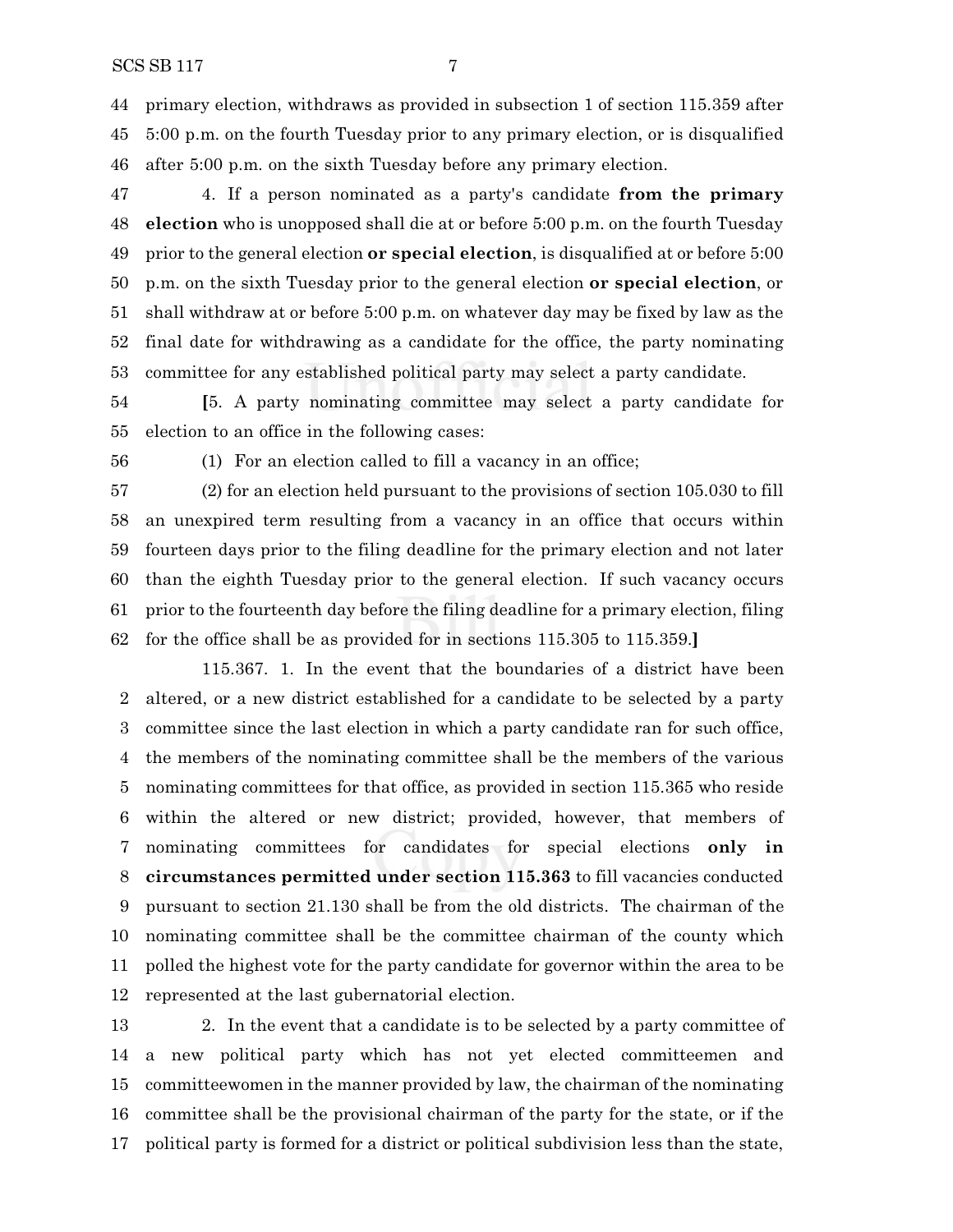primary election, withdraws as provided in subsection 1 of section 115.359 after 5:00 p.m. on the fourth Tuesday prior to any primary election, or is disqualified after 5:00 p.m. on the sixth Tuesday before any primary election.

4. If a person nominated as a party's candidate **from the primary election** who is unopposed shall die at or before 5:00 p.m. on the fourth Tuesday prior to the general election **or special election**, is disqualified at or before 5:00 p.m. on the sixth Tuesday prior to the general election **or special election**, or shall withdraw at or before 5:00 p.m. on whatever day may be fixed by law as the final date for withdrawing as a candidate for the office, the party nominating committee for any established political party may select a party candidate.

**[**5. A party nominating committee may select a party candidate for election to an office in the following cases:

(1) For an election called to fill a vacancy in an office;

(2) for an election held pursuant to the provisions of section 105.030 to fill an unexpired term resulting from a vacancy in an office that occurs within fourteen days prior to the filing deadline for the primary election and not later than the eighth Tuesday prior to the general election. If such vacancy occurs prior to the fourteenth day before the filing deadline for a primary election, filing for the office shall be as provided for in sections 115.305 to 115.359.**]**

115.367. 1. In the event that the boundaries of a district have been altered, or a new district established for a candidate to be selected by a party committee since the last election in which a party candidate ran for such office, the members of the nominating committee shall be the members of the various nominating committees for that office, as provided in section 115.365 who reside within the altered or new district; provided, however, that members of nominating committees for candidates for special elections **only in circumstances permitted under section 115.363** to fill vacancies conducted pursuant to section 21.130 shall be from the old districts. The chairman of the nominating committee shall be the committee chairman of the county which polled the highest vote for the party candidate for governor within the area to be represented at the last gubernatorial election.

2. In the event that a candidate is to be selected by a party committee of a new political party which has not yet elected committeemen and committeewomen in the manner provided by law, the chairman of the nominating committee shall be the provisional chairman of the party for the state, or if the political party is formed for a district or political subdivision less than the state,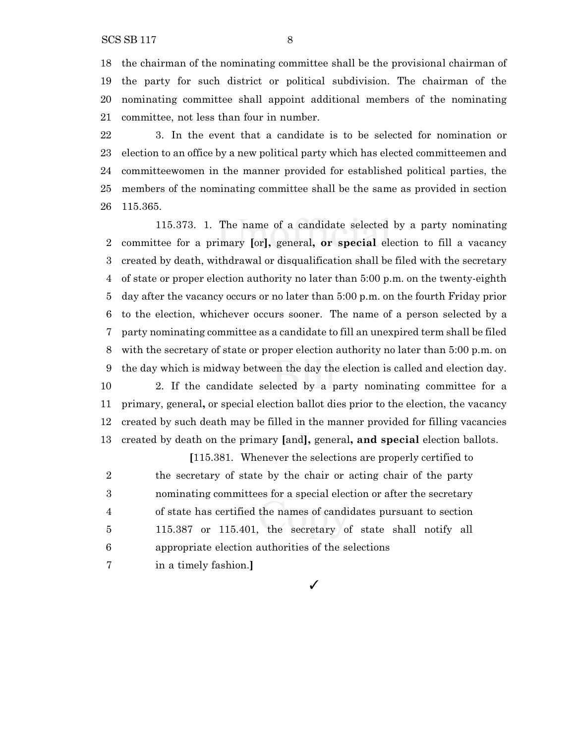18 the chairman of the nominating committee shall be the provisional chairman of 19 the party for such district or political subdivision. The chairman of the 20 nominating committee shall appoint additional members of the nominating 21 committee, not less than four in number.

22 3. In the event that a candidate is to be selected for nomination or 23 election to an office by a new political party which has elected committeemen and 24 committeewomen in the manner provided for established political parties, the 25 members of the nominating committee shall be the same as provided in section 26 115.365.

115.373. 1. The name of a candidate selected by a party nominating 2 committee for a primary [or]**,** general**, or special** election to fill a vacancy 3 created by death, withdrawal or disqualification shall be filed with the secretary 4 of state or proper election authority no later than 5:00 p.m. on the twenty-eighth 5 day after the vacancy occurs or no later than 5:00 p.m. on the fourth Friday prior 6 to the election, whichever occurs sooner. The name of a person selected by a 7 party nominating committee as a candidate to fill an unexpired term shall be filed 8 with the secretary of state or proper election authority no later than 5:00 p.m. on 9 the day which is midway between the day the election is called and election day.

10 2. If the candidate selected by a party nominating committee for a 11 primary, general**,** or special election ballot dies prior to the election, the vacancy 12 created by such death may be filled in the manner provided for filling vacancies 13 created by death on the primary [and]**,** general**, and special** election ballots.

[115.381. Whenever the selections are properly certified to 2 the secretary of state by the chair or acting chair of the party 3 nominating committees for a special election or after the secretary 4 of state has certified the names of candidates pursuant to section 5 115.387 or 115.401, the secretary of state shall notify all 6 appropriate election authorities of the selections 7 in a timely fashion.]

✓